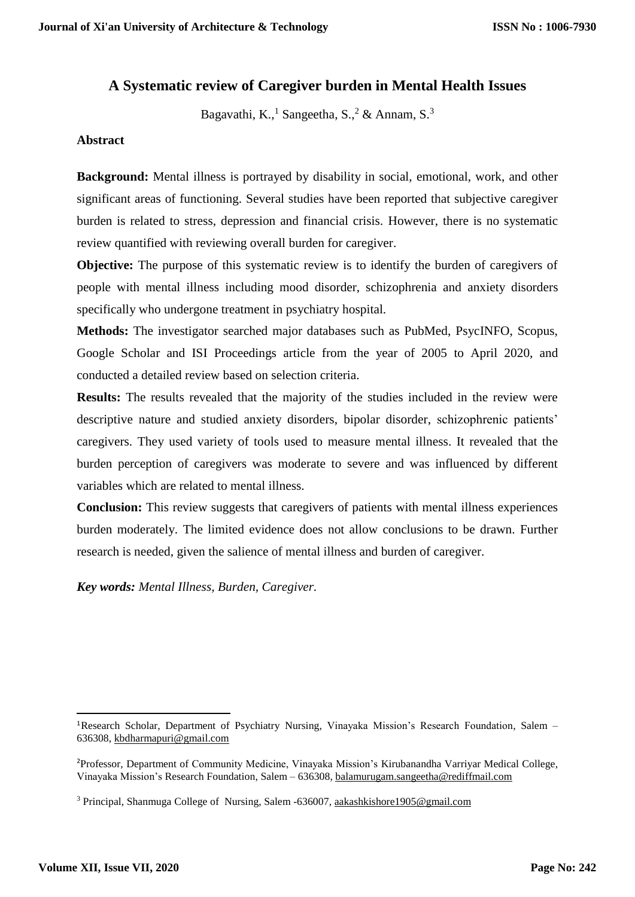# A Systematic review of Caregiver burden in Mental Health Issues

Bagavathi, K.,[1] Sangeetha, S.,[2] & Annam, S.[3]

## Abstract

**Background:** Mental illness is portrayed by disability in social, emotional, work, and other significant areas of functioning. Several studies have been reported that subjective caregiver burden is related to stress, depression and financial crisis. However, there is no systematic review quantified with reviewing overall burden for caregiver.

**Objective:** The purpose of this systematic review is to identify the burden of caregivers of people with mental illness including mood disorder, schizophrenia and anxiety disorders specifically who undergone treatment in psychiatry hospital.

**Methods:** The investigator searched major databases such as PubMed, PsycINFO, Scopus, Google Scholar and ISI Proceedings article from the year of 2005 to April 2020, and conducted a detailed review based on selection criteria.

**Results:** The results revealed that the majority of the studies included in the review were descriptive nature and studied anxiety disorders, bipolar disorder, schizophrenic patients' caregivers. They used variety of tools used to measure mental illness. It revealed that the burden perception of caregivers was moderate to severe and was influenced by different variables which are related to mental illness.

**Conclusion:** This review suggests that caregivers of patients with mental illness experiences burden moderately. The limited evidence does not allow conclusions to be drawn. Further research is needed, given the salience of mental illness and burden of caregiver.

***Key words:** Mental Illness, Burden, Caregiver.*

---

[1]Research Scholar, Department of Psychiatry Nursing, Vinayaka Mission's Research Foundation, Salem – 636308, kbdharmapuri@gmail.com

[2]Professor, Department of Community Medicine, Vinayaka Mission's Kirubanandha Varriyar Medical College, Vinayaka Mission's Research Foundation, Salem – 636308, balamurugam.sangeetha@rediffmail.com

[3] Principal, Shanmuga College of Nursing, Salem -636007, aakashkishore1905@gmail.com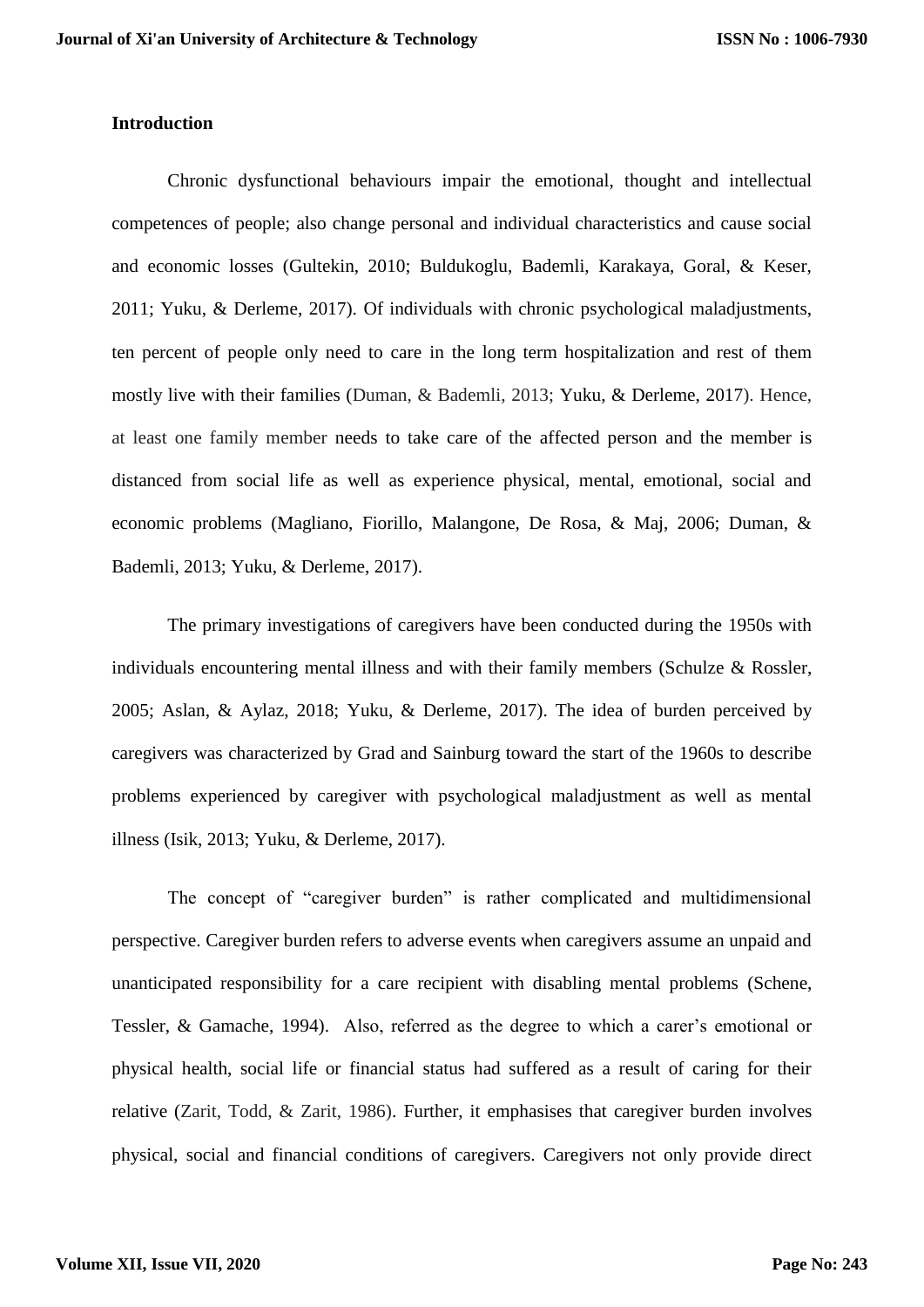## Introduction

Chronic dysfunctional behaviours impair the emotional, thought and intellectual competences of people; also change personal and individual characteristics and cause social and economic losses (Gultekin, 2010; Buldukoglu, Bademli, Karakaya, Goral, & Keser, 2011; Yuku, & Derleme, 2017). Of individuals with chronic psychological maladjustments, ten percent of people only need to care in the long term hospitalization and rest of them mostly live with their families (Duman, & Bademli, 2013; Yuku, & Derleme, 2017). Hence, at least one family member needs to take care of the affected person and the member is distanced from social life as well as experience physical, mental, emotional, social and economic problems (Magliano, Fiorillo, Malangone, De Rosa, & Maj, 2006; Duman, & Bademli, 2013; Yuku, & Derleme, 2017).

The primary investigations of caregivers have been conducted during the 1950s with individuals encountering mental illness and with their family members (Schulze & Rossler, 2005; Aslan, & Aylaz, 2018; Yuku, & Derleme, 2017). The idea of burden perceived by caregivers was characterized by Grad and Sainburg toward the start of the 1960s to describe problems experienced by caregiver with psychological maladjustment as well as mental illness (Isik, 2013; Yuku, & Derleme, 2017).

The concept of "caregiver burden" is rather complicated and multidimensional perspective. Caregiver burden refers to adverse events when caregivers assume an unpaid and unanticipated responsibility for a care recipient with disabling mental problems (Schene, Tessler, & Gamache, 1994). Also, referred as the degree to which a carer's emotional or physical health, social life or financial status had suffered as a result of caring for their relative (Zarit, Todd, & Zarit, 1986). Further, it emphasises that caregiver burden involves physical, social and financial conditions of caregivers. Caregivers not only provide direct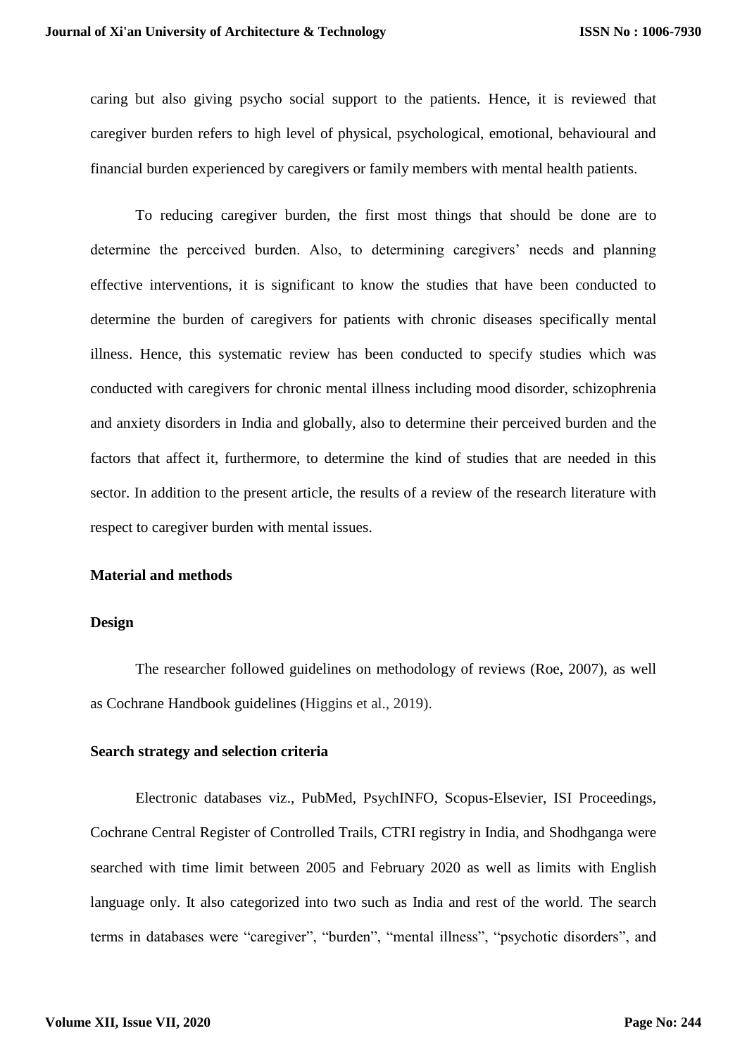caring but also giving psycho social support to the patients. Hence, it is reviewed that caregiver burden refers to high level of physical, psychological, emotional, behavioural and financial burden experienced by caregivers or family members with mental health patients.

To reducing caregiver burden, the first most things that should be done are to determine the perceived burden. Also, to determining caregivers' needs and planning effective interventions, it is significant to know the studies that have been conducted to determine the burden of caregivers for patients with chronic diseases specifically mental illness. Hence, this systematic review has been conducted to specify studies which was conducted with caregivers for chronic mental illness including mood disorder, schizophrenia and anxiety disorders in India and globally, also to determine their perceived burden and the factors that affect it, furthermore, to determine the kind of studies that are needed in this sector. In addition to the present article, the results of a review of the research literature with respect to caregiver burden with mental issues.

## Material and methods

### Design

The researcher followed guidelines on methodology of reviews (Roe, 2007), as well as Cochrane Handbook guidelines (Higgins et al., 2019).

### Search strategy and selection criteria

Electronic databases viz., PubMed, PsychINFO, Scopus-Elsevier, ISI Proceedings, Cochrane Central Register of Controlled Trails, CTRI registry in India, and Shodhganga were searched with time limit between 2005 and February 2020 as well as limits with English language only. It also categorized into two such as India and rest of the world. The search terms in databases were "caregiver", "burden", "mental illness", "psychotic disorders", and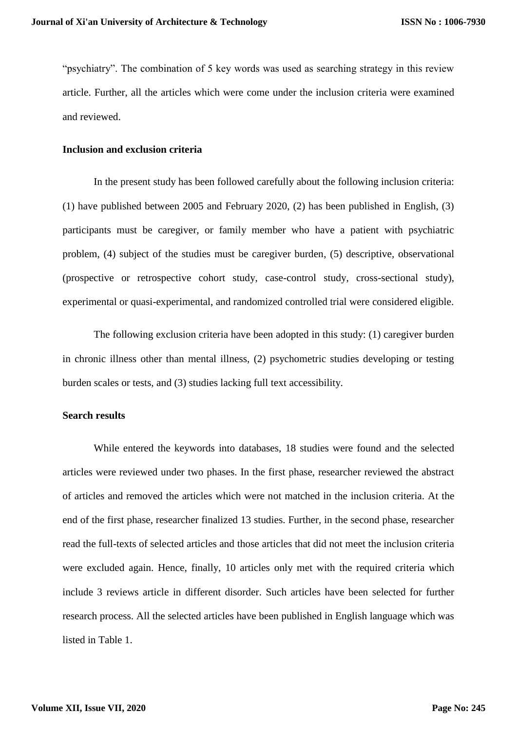"psychiatry". The combination of 5 key words was used as searching strategy in this review article. Further, all the articles which were come under the inclusion criteria were examined and reviewed.

### Inclusion and exclusion criteria

In the present study has been followed carefully about the following inclusion criteria: (1) have published between 2005 and February 2020, (2) has been published in English, (3) participants must be caregiver, or family member who have a patient with psychiatric problem, (4) subject of the studies must be caregiver burden, (5) descriptive, observational (prospective or retrospective cohort study, case-control study, cross-sectional study), experimental or quasi-experimental, and randomized controlled trial were considered eligible.

The following exclusion criteria have been adopted in this study: (1) caregiver burden in chronic illness other than mental illness, (2) psychometric studies developing or testing burden scales or tests, and (3) studies lacking full text accessibility.

### Search results

While entered the keywords into databases, 18 studies were found and the selected articles were reviewed under two phases. In the first phase, researcher reviewed the abstract of articles and removed the articles which were not matched in the inclusion criteria. At the end of the first phase, researcher finalized 13 studies. Further, in the second phase, researcher read the full-texts of selected articles and those articles that did not meet the inclusion criteria were excluded again. Hence, finally, 10 articles only met with the required criteria which include 3 reviews article in different disorder. Such articles have been selected for further research process. All the selected articles have been published in English language which was listed in Table 1.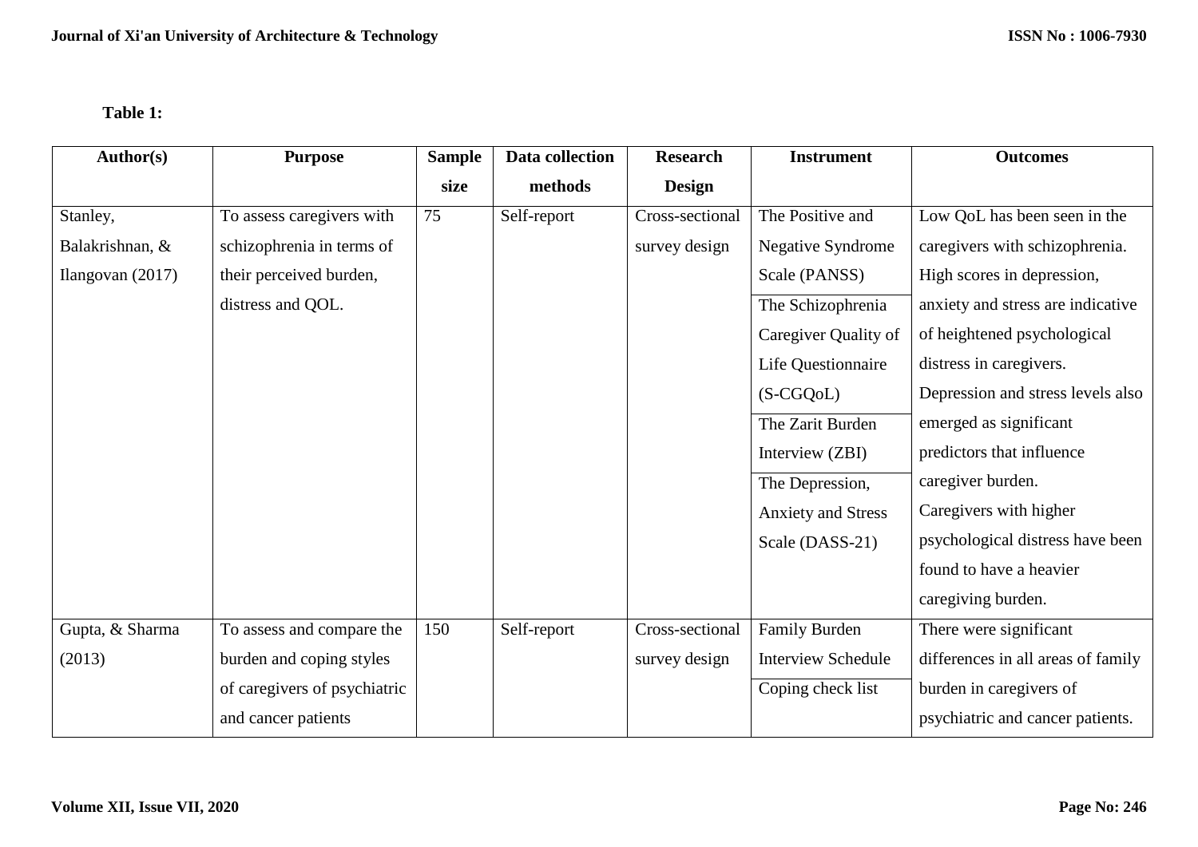**Table 1:**

| Author(s) | Purpose | Sample size | Data collection methods | Research Design | Instrument | Outcomes |
|---|---|---|---|---|---|---|
| Stanley, Balakrishnan, & Ilangovan (2017) | To assess caregivers with schizophrenia in terms of their perceived burden, distress and QOL. | 75 | Self-report | Cross-sectional survey design | The Positive and Negative Syndrome Scale (PANSS)<br>The Schizophrenia Caregiver Quality of Life Questionnaire (S-CGQoL)<br>The Zarit Burden Interview (ZBI)<br>The Depression, Anxiety and Stress Scale (DASS-21) | Low QoL has been seen in the caregivers with schizophrenia. High scores in depression, anxiety and stress are indicative of heightened psychological distress in caregivers. Depression and stress levels also emerged as significant predictors that influence caregiver burden. Caregivers with higher psychological distress have been found to have a heavier caregiving burden. |
| Gupta, & Sharma (2013) | To assess and compare the burden and coping styles of caregivers of psychiatric and cancer patients | 150 | Self-report | Cross-sectional survey design | Family Burden Interview Schedule<br>Coping check list | There were significant differences in all areas of family burden in caregivers of psychiatric and cancer patients. |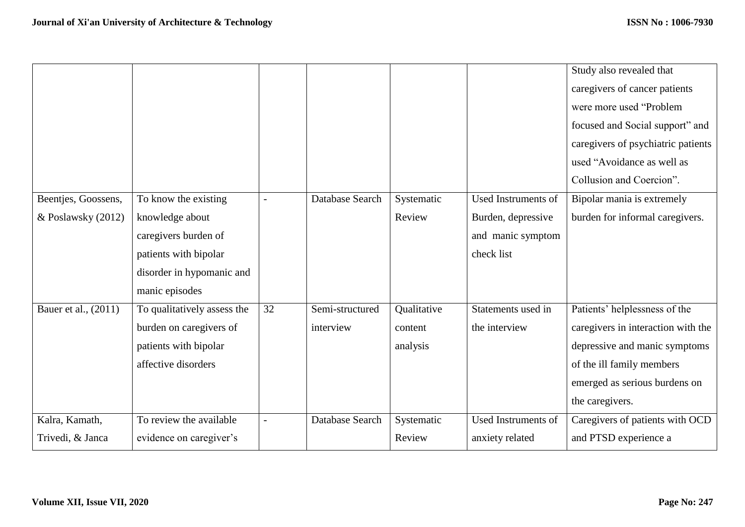| | | | | | | |
|---|---|---|---|---|---|---|
| | | | | | | Study also revealed that caregivers of cancer patients were more used "Problem focused and Social support" and caregivers of psychiatric patients used "Avoidance as well as Collusion and Coercion". |
| Beentjes, Goossens, & Poslawsky (2012) | To know the existing knowledge about caregivers burden of patients with bipolar disorder in hypomanic and manic episodes | - | Database Search | Systematic Review | Used Instruments of Burden, depressive and manic symptom check list | Bipolar mania is extremely burden for informal caregivers. |
| Bauer et al., (2011) | To qualitatively assess the burden on caregivers of patients with bipolar affective disorders | 32 | Semi-structured interview | Qualitative content analysis | Statements used in the interview | Patients' helplessness of the caregivers in interaction with the depressive and manic symptoms of the ill family members emerged as serious burdens on the caregivers. |
| Kalra, Kamath, Trivedi, & Janca | To review the available evidence on caregiver's | - | Database Search | Systematic Review | Used Instruments of anxiety related | Caregivers of patients with OCD and PTSD experience a |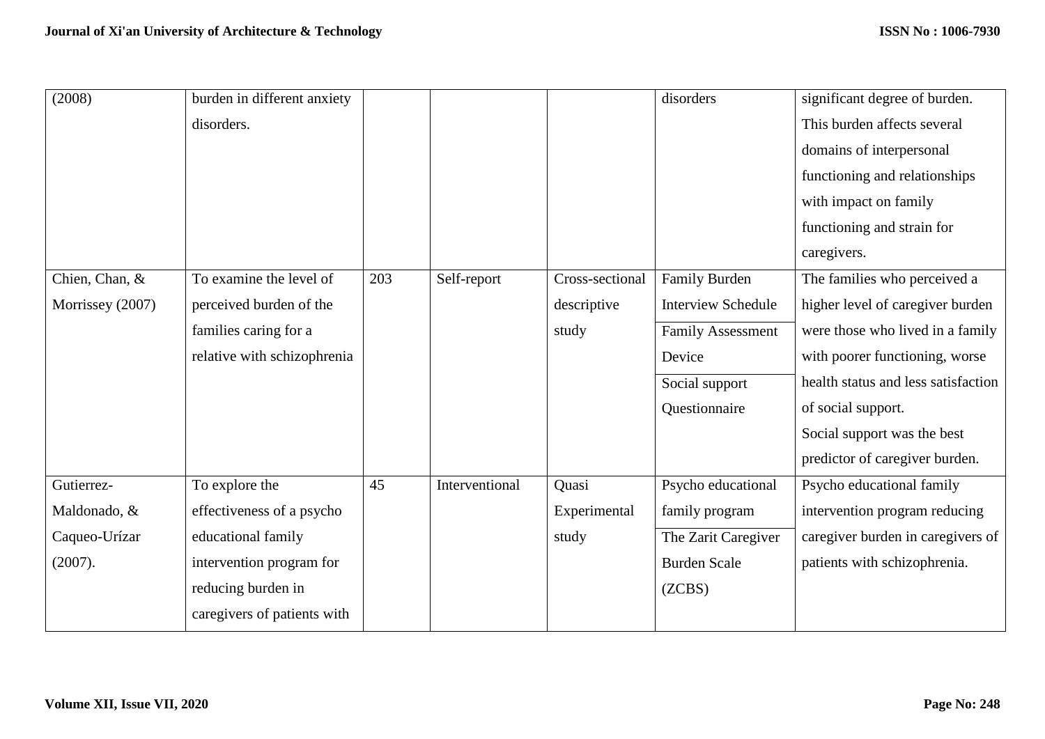| (2008) | burden in different anxiety disorders. | | | | disorders | significant degree of burden. This burden affects several domains of interpersonal functioning and relationships with impact on family functioning and strain for caregivers. |
|---|---|---|---|---|---|---|
| Chien, Chan, & Morrissey (2007) | To examine the level of perceived burden of the families caring for a relative with schizophrenia | 203 | Self-report | Cross-sectional descriptive study | Family Burden Interview Schedule<br>Family Assessment Device<br>Social support Questionnaire | The families who perceived a higher level of caregiver burden were those who lived in a family with poorer functioning, worse health status and less satisfaction of social support.<br>Social support was the best predictor of caregiver burden. |
| Gutierrez-Maldonado, & Caqueo-Urízar (2007). | To explore the effectiveness of a psycho educational family intervention program for reducing burden in caregivers of patients with | 45 | Interventional | Quasi Experimental study | Psycho educational family program<br>The Zarit Caregiver Burden Scale (ZCBS) | Psycho educational family intervention program reducing caregiver burden in caregivers of patients with schizophrenia. |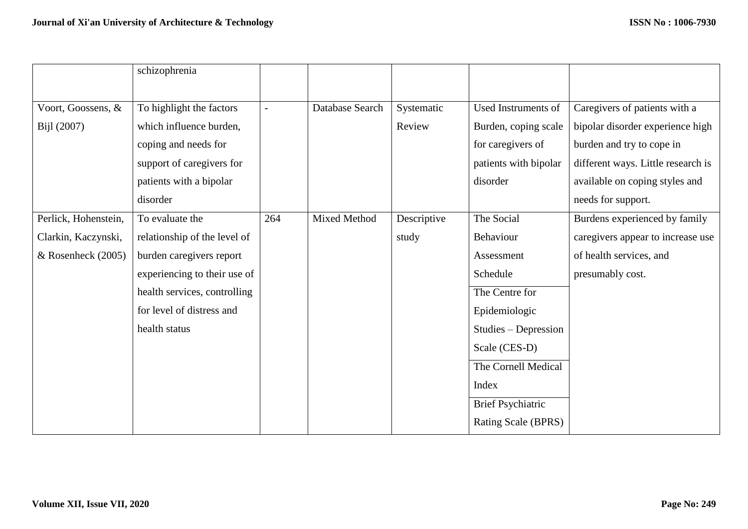| | | | | | | |
|---|---|---|---|---|---|---|
| | schizophrenia | | | | | |
| Voort, Goossens, & Bijl (2007) | To highlight the factors which influence burden, coping and needs for support of caregivers for patients with a bipolar disorder | - | Database Search | Systematic Review | Used Instruments of Burden, coping scale for caregivers of patients with bipolar disorder | Caregivers of patients with a bipolar disorder experience high burden and try to cope in different ways. Little research is available on coping styles and needs for support. |
| Perlick, Hohenstein, Clarkin, Kaczynski, & Rosenheck (2005) | To evaluate the relationship of the level of burden caregivers report experiencing to their use of health services, controlling for level of distress and health status | 264 | Mixed Method | Descriptive study | The Social Behaviour Assessment Schedule<br>The Centre for Epidemiologic Studies – Depression Scale (CES-D)<br>The Cornell Medical Index<br>Brief Psychiatric Rating Scale (BPRS) | Burdens experienced by family caregivers appear to increase use of health services, and presumably cost. |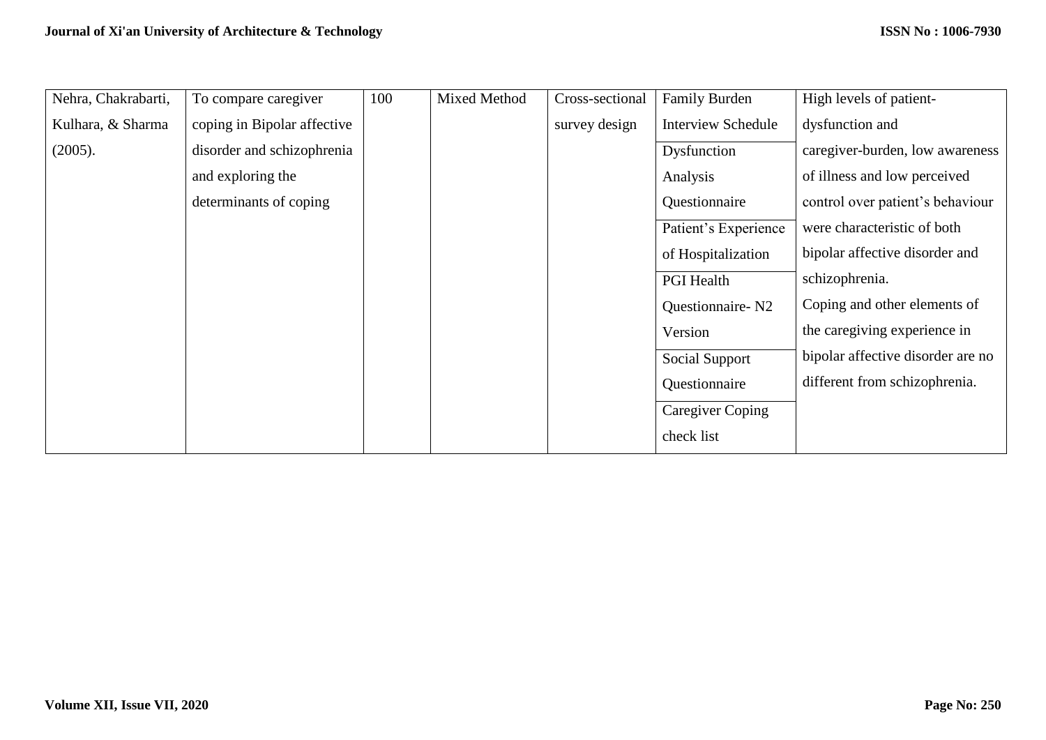| Nehra, Chakrabarti, Kulhara, & Sharma (2005). | To compare caregiver coping in Bipolar affective disorder and schizophrenia and exploring the determinants of coping | 100 | Mixed Method | Cross-sectional survey design | Family Burden Interview Schedule<br>Dysfunction Analysis Questionnaire<br>Patient's Experience of Hospitalization<br>PGI Health Questionnaire- N2 Version<br>Social Support Questionnaire<br>Caregiver Coping check list | High levels of patient-dysfunction and caregiver-burden, low awareness of illness and low perceived control over patient's behaviour were characteristic of both bipolar affective disorder and schizophrenia.<br>Coping and other elements of the caregiving experience in bipolar affective disorder are no different from schizophrenia. |
|---|---|---|---|---|---|---|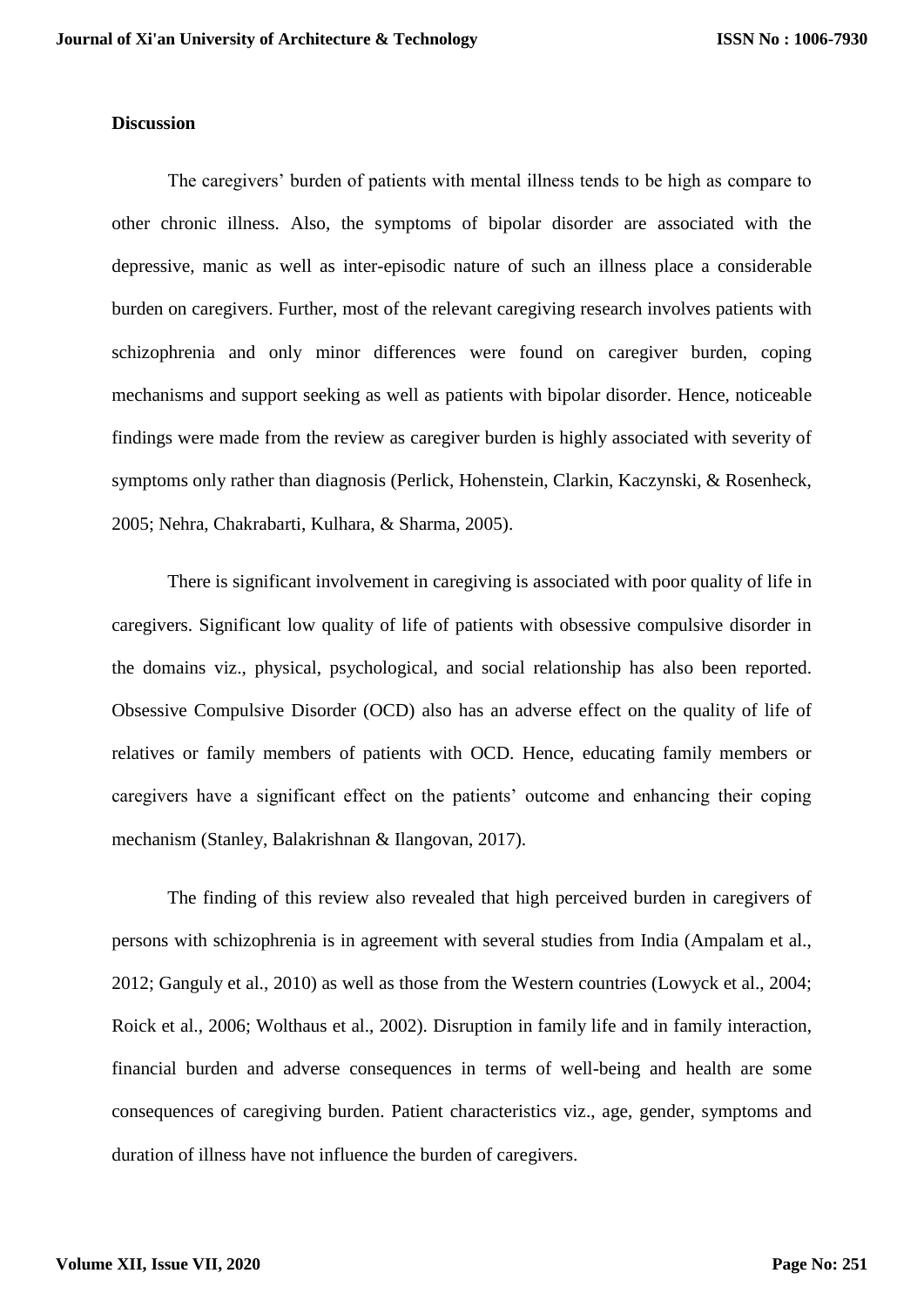**Discussion**

The caregivers' burden of patients with mental illness tends to be high as compare to other chronic illness. Also, the symptoms of bipolar disorder are associated with the depressive, manic as well as inter-episodic nature of such an illness place a considerable burden on caregivers. Further, most of the relevant caregiving research involves patients with schizophrenia and only minor differences were found on caregiver burden, coping mechanisms and support seeking as well as patients with bipolar disorder. Hence, noticeable findings were made from the review as caregiver burden is highly associated with severity of symptoms only rather than diagnosis (Perlick, Hohenstein, Clarkin, Kaczynski, & Rosenheck, 2005; Nehra, Chakrabarti, Kulhara, & Sharma, 2005).

There is significant involvement in caregiving is associated with poor quality of life in caregivers. Significant low quality of life of patients with obsessive compulsive disorder in the domains viz., physical, psychological, and social relationship has also been reported. Obsessive Compulsive Disorder (OCD) also has an adverse effect on the quality of life of relatives or family members of patients with OCD. Hence, educating family members or caregivers have a significant effect on the patients' outcome and enhancing their coping mechanism (Stanley, Balakrishnan & Ilangovan, 2017).

The finding of this review also revealed that high perceived burden in caregivers of persons with schizophrenia is in agreement with several studies from India (Ampalam et al., 2012; Ganguly et al., 2010) as well as those from the Western countries (Lowyck et al., 2004; Roick et al., 2006; Wolthaus et al., 2002). Disruption in family life and in family interaction, financial burden and adverse consequences in terms of well-being and health are some consequences of caregiving burden. Patient characteristics viz., age, gender, symptoms and duration of illness have not influence the burden of caregivers.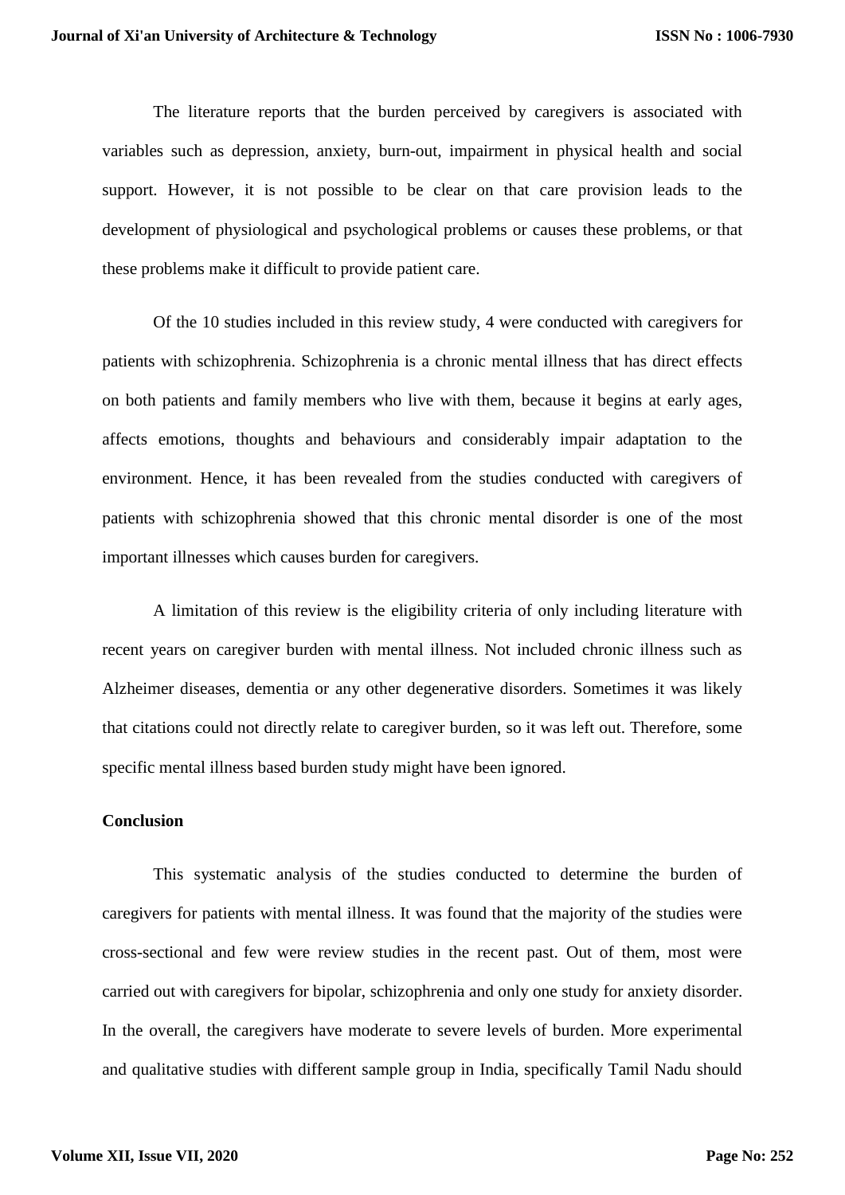The literature reports that the burden perceived by caregivers is associated with variables such as depression, anxiety, burn-out, impairment in physical health and social support. However, it is not possible to be clear on that care provision leads to the development of physiological and psychological problems or causes these problems, or that these problems make it difficult to provide patient care.

Of the 10 studies included in this review study, 4 were conducted with caregivers for patients with schizophrenia. Schizophrenia is a chronic mental illness that has direct effects on both patients and family members who live with them, because it begins at early ages, affects emotions, thoughts and behaviours and considerably impair adaptation to the environment. Hence, it has been revealed from the studies conducted with caregivers of patients with schizophrenia showed that this chronic mental disorder is one of the most important illnesses which causes burden for caregivers.

A limitation of this review is the eligibility criteria of only including literature with recent years on caregiver burden with mental illness. Not included chronic illness such as Alzheimer diseases, dementia or any other degenerative disorders. Sometimes it was likely that citations could not directly relate to caregiver burden, so it was left out. Therefore, some specific mental illness based burden study might have been ignored.

**Conclusion**

This systematic analysis of the studies conducted to determine the burden of caregivers for patients with mental illness. It was found that the majority of the studies were cross-sectional and few were review studies in the recent past. Out of them, most were carried out with caregivers for bipolar, schizophrenia and only one study for anxiety disorder. In the overall, the caregivers have moderate to severe levels of burden. More experimental and qualitative studies with different sample group in India, specifically Tamil Nadu should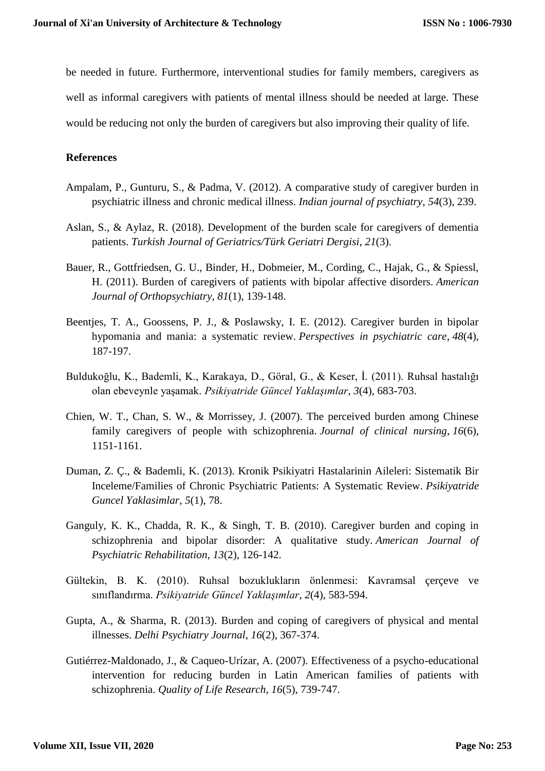be needed in future. Furthermore, interventional studies for family members, caregivers as well as informal caregivers with patients of mental illness should be needed at large. These would be reducing not only the burden of caregivers but also improving their quality of life.

## References

Ampalam, P., Gunturu, S., & Padma, V. (2012). A comparative study of caregiver burden in psychiatric illness and chronic medical illness. *Indian journal of psychiatry*, *54*(3), 239.

Aslan, S., & Aylaz, R. (2018). Development of the burden scale for caregivers of dementia patients. *Turkish Journal of Geriatrics/Türk Geriatri Dergisi*, *21*(3).

Bauer, R., Gottfriedsen, G. U., Binder, H., Dobmeier, M., Cording, C., Hajak, G., & Spiessl, H. (2011). Burden of caregivers of patients with bipolar affective disorders. *American Journal of Orthopsychiatry*, *81*(1), 139-148.

Beentjes, T. A., Goossens, P. J., & Poslawsky, I. E. (2012). Caregiver burden in bipolar hypomania and mania: a systematic review. *Perspectives in psychiatric care*, *48*(4), 187-197.

Buldukoğlu, K., Bademli, K., Karakaya, D., Göral, G., & Keser, İ. (2011). Ruhsal hastalığı olan ebeveynle yaşamak. *Psikiyatride Güncel Yaklaşımlar*, *3*(4), 683-703.

Chien, W. T., Chan, S. W., & Morrissey, J. (2007). The perceived burden among Chinese family caregivers of people with schizophrenia. *Journal of clinical nursing*, *16*(6), 1151-1161.

Duman, Z. Ç., & Bademli, K. (2013). Kronik Psikiyatri Hastalarinin Aileleri: Sistematik Bir Inceleme/Families of Chronic Psychiatric Patients: A Systematic Review. *Psikiyatride Guncel Yaklasimlar*, *5*(1), 78.

Ganguly, K. K., Chadda, R. K., & Singh, T. B. (2010). Caregiver burden and coping in schizophrenia and bipolar disorder: A qualitative study. *American Journal of Psychiatric Rehabilitation*, *13*(2), 126-142.

Gültekin, B. K. (2010). Ruhsal bozuklukların önlenmesi: Kavramsal çerçeve ve sınıflandırma. *Psikiyatride Güncel Yaklaşımlar*, *2*(4), 583-594.

Gupta, A., & Sharma, R. (2013). Burden and coping of caregivers of physical and mental illnesses. *Delhi Psychiatry Journal*, *16*(2), 367-374.

Gutiérrez-Maldonado, J., & Caqueo-Urízar, A. (2007). Effectiveness of a psycho-educational intervention for reducing burden in Latin American families of patients with schizophrenia. *Quality of Life Research*, *16*(5), 739-747.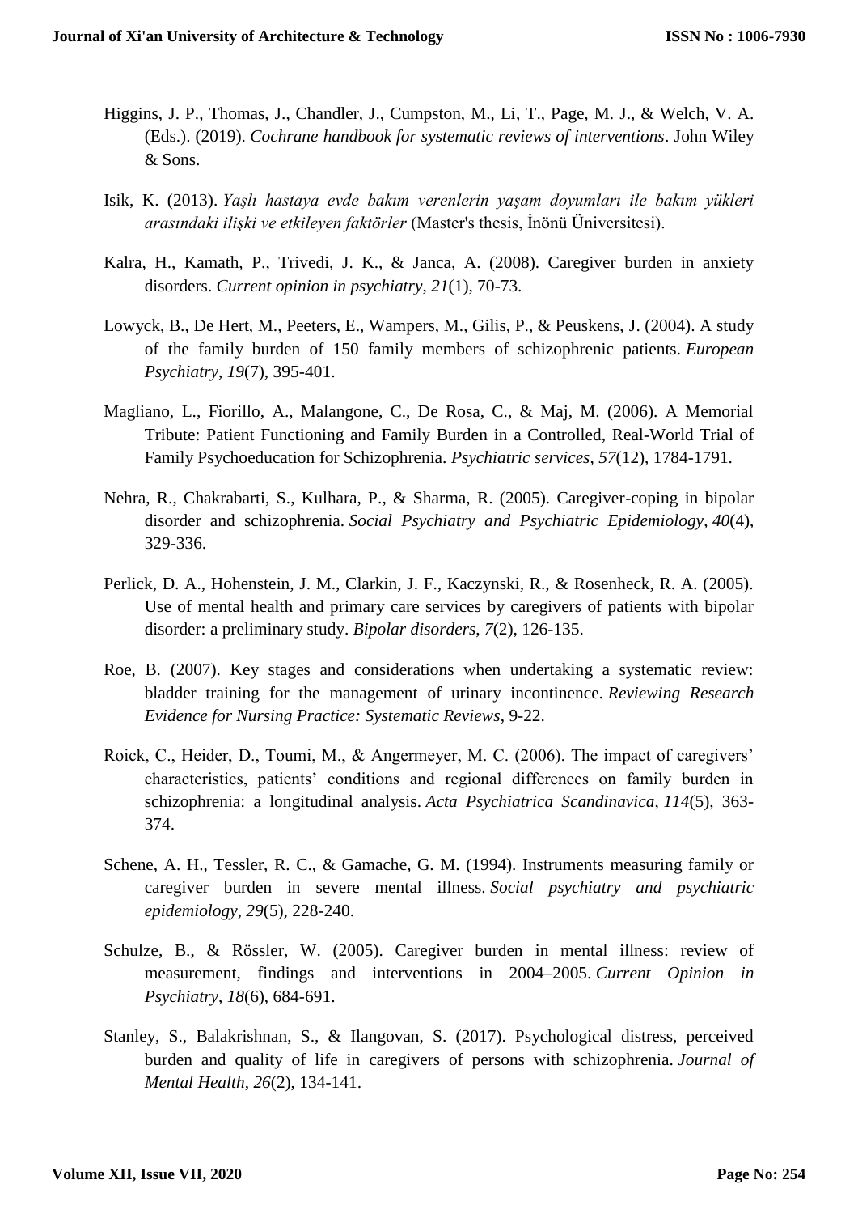Higgins, J. P., Thomas, J., Chandler, J., Cumpston, M., Li, T., Page, M. J., & Welch, V. A. (Eds.). (2019). *Cochrane handbook for systematic reviews of interventions*. John Wiley & Sons.

Isik, K. (2013). *Yaşlı hastaya evde bakım verenlerin yaşam doyumları ile bakım yükleri arasındaki ilişki ve etkileyen faktörler* (Master's thesis, İnönü Üniversitesi).

Kalra, H., Kamath, P., Trivedi, J. K., & Janca, A. (2008). Caregiver burden in anxiety disorders. *Current opinion in psychiatry*, *21*(1), 70-73.

Lowyck, B., De Hert, M., Peeters, E., Wampers, M., Gilis, P., & Peuskens, J. (2004). A study of the family burden of 150 family members of schizophrenic patients. *European Psychiatry*, *19*(7), 395-401.

Magliano, L., Fiorillo, A., Malangone, C., De Rosa, C., & Maj, M. (2006). A Memorial Tribute: Patient Functioning and Family Burden in a Controlled, Real-World Trial of Family Psychoeducation for Schizophrenia. *Psychiatric services*, *57*(12), 1784-1791.

Nehra, R., Chakrabarti, S., Kulhara, P., & Sharma, R. (2005). Caregiver-coping in bipolar disorder and schizophrenia. *Social Psychiatry and Psychiatric Epidemiology*, *40*(4), 329-336.

Perlick, D. A., Hohenstein, J. M., Clarkin, J. F., Kaczynski, R., & Rosenheck, R. A. (2005). Use of mental health and primary care services by caregivers of patients with bipolar disorder: a preliminary study. *Bipolar disorders*, *7*(2), 126-135.

Roe, B. (2007). Key stages and considerations when undertaking a systematic review: bladder training for the management of urinary incontinence. *Reviewing Research Evidence for Nursing Practice: Systematic Reviews*, 9-22.

Roick, C., Heider, D., Toumi, M., & Angermeyer, M. C. (2006). The impact of caregivers' characteristics, patients' conditions and regional differences on family burden in schizophrenia: a longitudinal analysis. *Acta Psychiatrica Scandinavica*, *114*(5), 363-374.

Schene, A. H., Tessler, R. C., & Gamache, G. M. (1994). Instruments measuring family or caregiver burden in severe mental illness. *Social psychiatry and psychiatric epidemiology*, *29*(5), 228-240.

Schulze, B., & Rössler, W. (2005). Caregiver burden in mental illness: review of measurement, findings and interventions in 2004–2005. *Current Opinion in Psychiatry*, *18*(6), 684-691.

Stanley, S., Balakrishnan, S., & Ilangovan, S. (2017). Psychological distress, perceived burden and quality of life in caregivers of persons with schizophrenia. *Journal of Mental Health*, *26*(2), 134-141.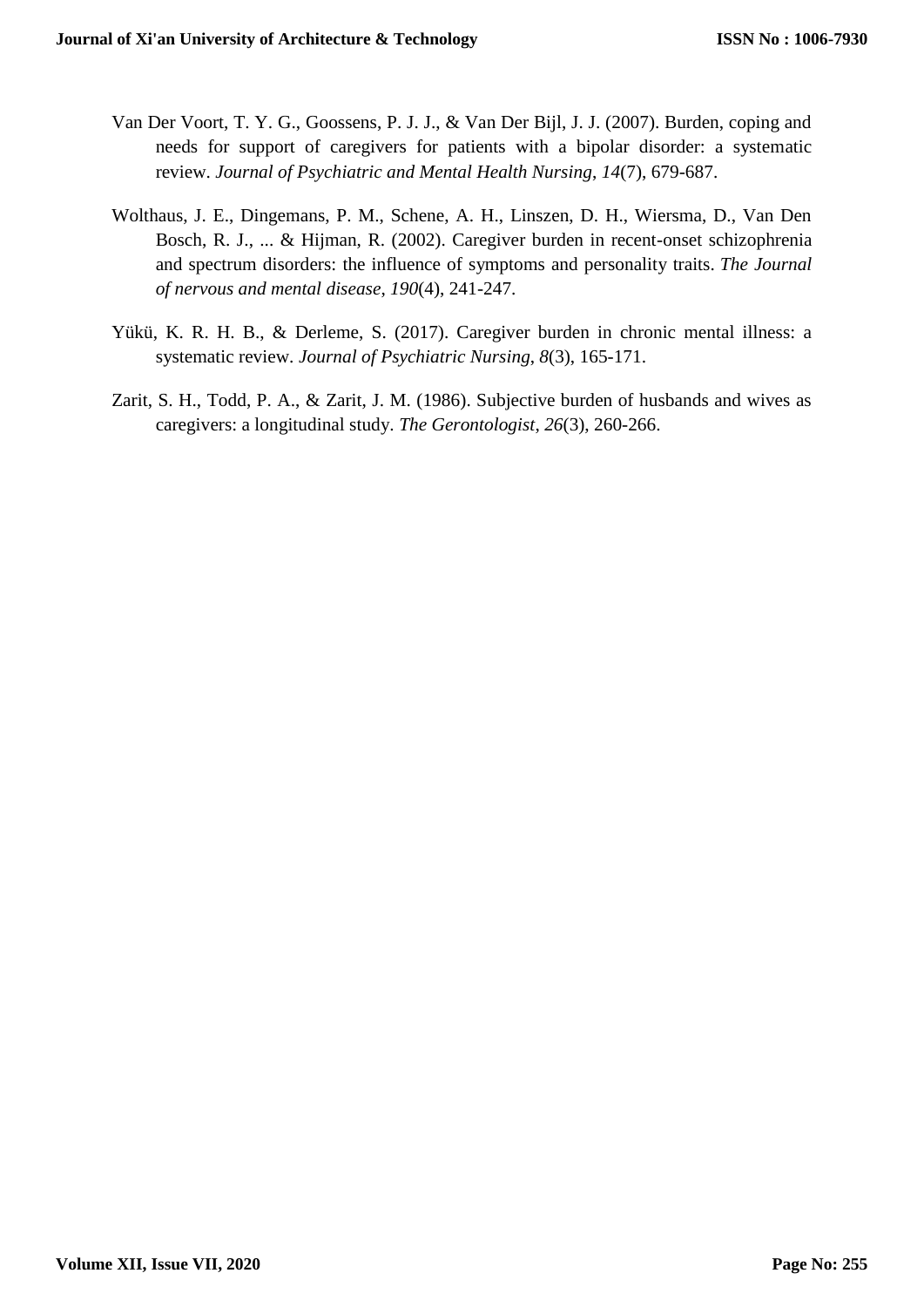Van Der Voort, T. Y. G., Goossens, P. J. J., & Van Der Bijl, J. J. (2007). Burden, coping and needs for support of caregivers for patients with a bipolar disorder: a systematic review. *Journal of Psychiatric and Mental Health Nursing*, *14*(7), 679-687.

Wolthaus, J. E., Dingemans, P. M., Schene, A. H., Linszen, D. H., Wiersma, D., Van Den Bosch, R. J., ... & Hijman, R. (2002). Caregiver burden in recent-onset schizophrenia and spectrum disorders: the influence of symptoms and personality traits. *The Journal of nervous and mental disease*, *190*(4), 241-247.

Yükü, K. R. H. B., & Derleme, S. (2017). Caregiver burden in chronic mental illness: a systematic review. *Journal of Psychiatric Nursing*, *8*(3), 165-171.

Zarit, S. H., Todd, P. A., & Zarit, J. M. (1986). Subjective burden of husbands and wives as caregivers: a longitudinal study. *The Gerontologist*, *26*(3), 260-266.